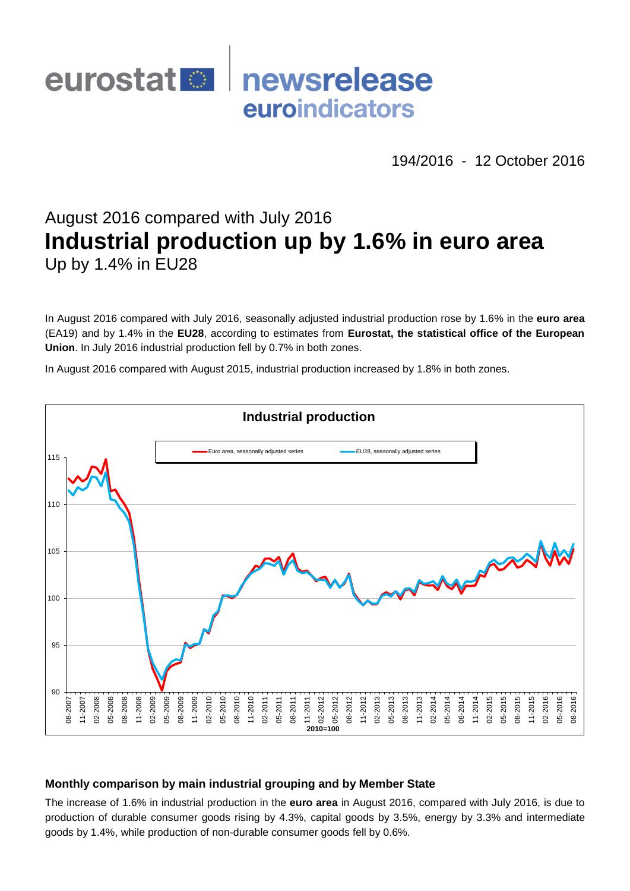eurostat newsrelease euroindicators

194/2016 - 12 October 2016

## August 2016 compared with July 2016

# Industrial production up by 1.6% in euro area

## Up by 1.4% in EU28

In August 2016 compared with July 2016, seasonally adjusted industrial production rose by 1.6% in the **euro area** (EA19) and by 1.4% in the **EU28**, according to estimates from **Eurostat, the statistical office of the European Union**. In July 2016 industrial production fell by 0.7% in both zones.

In August 2016 compared with August 2015, industrial production increased by 1.8% in both zones.

**Industrial production**

Euro area, seasonally adjusted series — EU28, seasonally adjusted series

2010=100

### Monthly comparison by main industrial grouping and by Member State

The increase of 1.6% in industrial production in the **euro area** in August 2016, compared with July 2016, is due to production of durable consumer goods rising by 4.3%, capital goods by 3.5%, energy by 3.3% and intermediate goods by 1.4%, while production of non-durable consumer goods fell by 0.6%.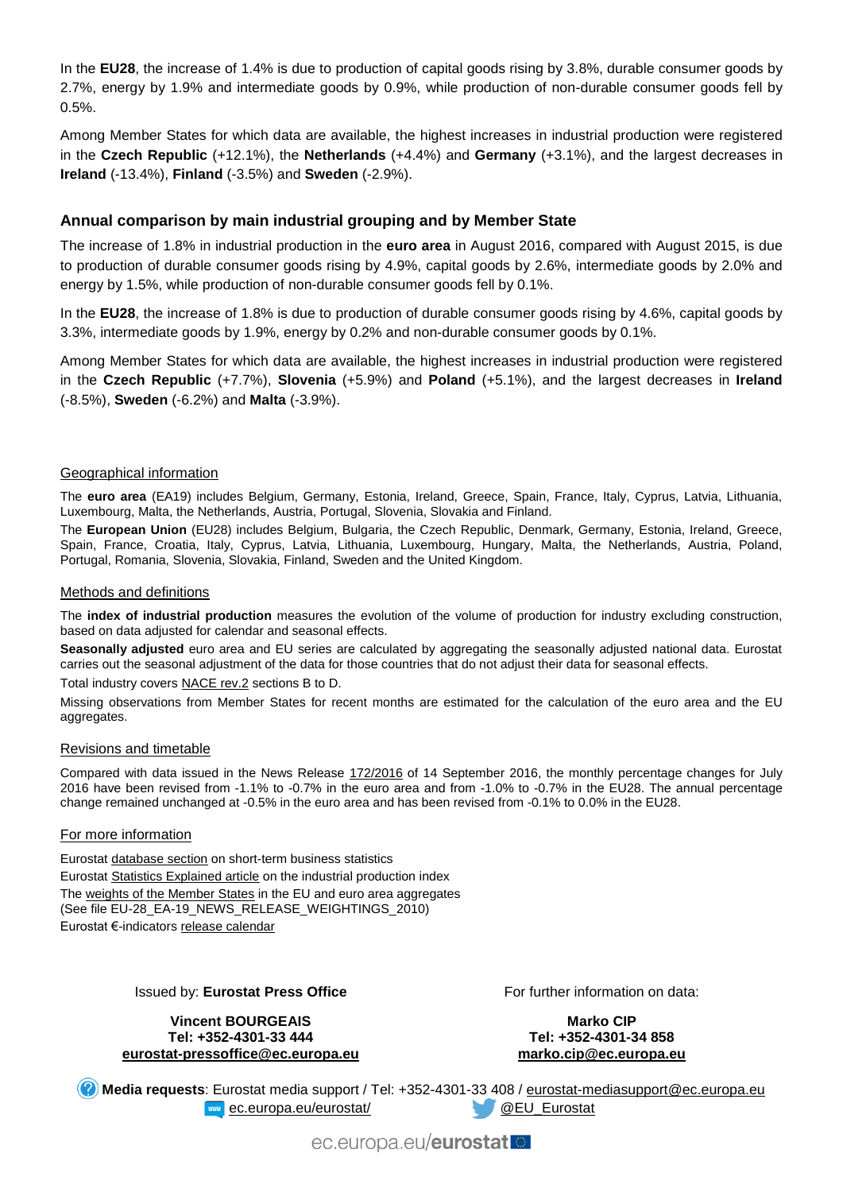In the **EU28**, the increase of 1.4% is due to production of capital goods rising by 3.8%, durable consumer goods by 2.7%, energy by 1.9% and intermediate goods by 0.9%, while production of non-durable consumer goods fell by 0.5%.

Among Member States for which data are available, the highest increases in industrial production were registered in the **Czech Republic** (+12.1%), the **Netherlands** (+4.4%) and **Germany** (+3.1%), and the largest decreases in **Ireland** (-13.4%), **Finland** (-3.5%) and **Sweden** (-2.9%).

## Annual comparison by main industrial grouping and by Member State

The increase of 1.8% in industrial production in the **euro area** in August 2016, compared with August 2015, is due to production of durable consumer goods rising by 4.9%, capital goods by 2.6%, intermediate goods by 2.0% and energy by 1.5%, while production of non-durable consumer goods fell by 0.1%.

In the **EU28**, the increase of 1.8% is due to production of durable consumer goods rising by 4.6%, capital goods by 3.3%, intermediate goods by 1.9%, energy by 0.2% and non-durable consumer goods by 0.1%.

Among Member States for which data are available, the highest increases in industrial production were registered in the **Czech Republic** (+7.7%), **Slovenia** (+5.9%) and **Poland** (+5.1%), and the largest decreases in **Ireland** (-8.5%), **Sweden** (-6.2%) and **Malta** (-3.9%).

### Geographical information

The **euro area** (EA19) includes Belgium, Germany, Estonia, Ireland, Greece, Spain, France, Italy, Cyprus, Latvia, Lithuania, Luxembourg, Malta, the Netherlands, Austria, Portugal, Slovenia, Slovakia and Finland.

The **European Union** (EU28) includes Belgium, Bulgaria, the Czech Republic, Denmark, Germany, Estonia, Ireland, Greece, Spain, France, Croatia, Italy, Cyprus, Latvia, Lithuania, Luxembourg, Hungary, Malta, the Netherlands, Austria, Poland, Portugal, Romania, Slovenia, Slovakia, Finland, Sweden and the United Kingdom.

### Methods and definitions

The **index of industrial production** measures the evolution of the volume of production for industry excluding construction, based on data adjusted for calendar and seasonal effects.

**Seasonally adjusted** euro area and EU series are calculated by aggregating the seasonally adjusted national data. Eurostat carries out the seasonal adjustment of the data for those countries that do not adjust their data for seasonal effects.

Total industry covers NACE rev.2 sections B to D.

Missing observations from Member States for recent months are estimated for the calculation of the euro area and the EU aggregates.

### Revisions and timetable

Compared with data issued in the News Release 172/2016 of 14 September 2016, the monthly percentage changes for July 2016 have been revised from -1.1% to -0.7% in the euro area and from -1.0% to -0.7% in the EU28. The annual percentage change remained unchanged at -0.5% in the euro area and has been revised from -0.1% to 0.0% in the EU28.

### For more information

Eurostat database section on short-term business statistics
Eurostat Statistics Explained article on the industrial production index
The weights of the Member States in the EU and euro area aggregates
(See file EU-28_EA-19_NEWS_RELEASE_WEIGHTINGS_2010)
Eurostat €-indicators release calendar

Issued by: **Eurostat Press Office**

**Vincent BOURGEAIS**
**Tel: +352-4301-33 444**
**eurostat-pressoffice@ec.europa.eu**

For further information on data:

**Marko CIP**
**Tel: +352-4301-34 858**
**marko.cip@ec.europa.eu**

**Media requests**: Eurostat media support / Tel: +352-4301-33 408 / eurostat-mediasupport@ec.europa.eu
ec.europa.eu/eurostat/ @EU_Eurostat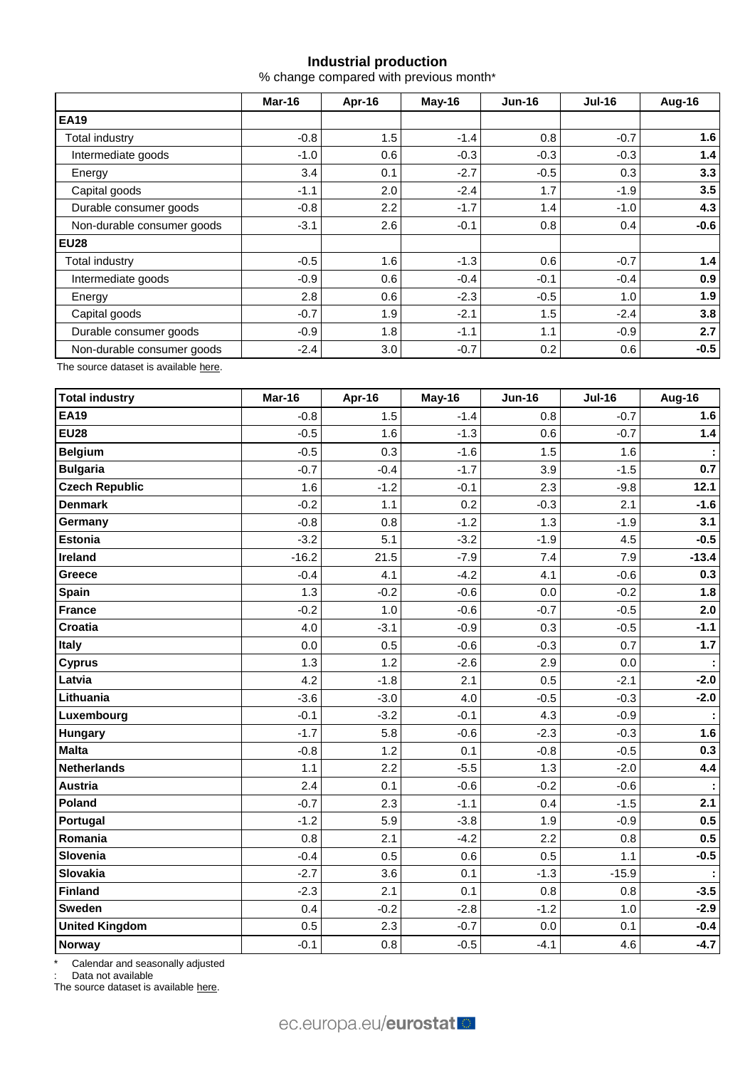## Industrial production

% change compared with previous month*

| | Mar-16 | Apr-16 | May-16 | Jun-16 | Jul-16 | Aug-16 |
|---|---|---|---|---|---|---|
| **EA19** | | | | | | |
| Total industry | -0.8 | 1.5 | -1.4 | 0.8 | -0.7 | **1.6** |
| Intermediate goods | -1.0 | 0.6 | -0.3 | -0.3 | -0.3 | **1.4** |
| Energy | 3.4 | 0.1 | -2.7 | -0.5 | 0.3 | **3.3** |
| Capital goods | -1.1 | 2.0 | -2.4 | 1.7 | -1.9 | **3.5** |
| Durable consumer goods | -0.8 | 2.2 | -1.7 | 1.4 | -1.0 | **4.3** |
| Non-durable consumer goods | -3.1 | 2.6 | -0.1 | 0.8 | 0.4 | **-0.6** |
| **EU28** | | | | | | |
| Total industry | -0.5 | 1.6 | -1.3 | 0.6 | -0.7 | **1.4** |
| Intermediate goods | -0.9 | 0.6 | -0.4 | -0.1 | -0.4 | **0.9** |
| Energy | 2.8 | 0.6 | -2.3 | -0.5 | 1.0 | **1.9** |
| Capital goods | -0.7 | 1.9 | -2.1 | 1.5 | -2.4 | **3.8** |
| Durable consumer goods | -0.9 | 1.8 | -1.1 | 1.1 | -0.9 | **2.7** |
| Non-durable consumer goods | -2.4 | 3.0 | -0.7 | 0.2 | 0.6 | **-0.5** |

The source dataset is available here.

| Total industry | Mar-16 | Apr-16 | May-16 | Jun-16 | Jul-16 | Aug-16 |
|---|---|---|---|---|---|---|
| **EA19** | -0.8 | 1.5 | -1.4 | 0.8 | -0.7 | **1.6** |
| **EU28** | -0.5 | 1.6 | -1.3 | 0.6 | -0.7 | **1.4** |
| **Belgium** | -0.5 | 0.3 | -1.6 | 1.5 | 1.6 | **:** |
| **Bulgaria** | -0.7 | -0.4 | -1.7 | 3.9 | -1.5 | **0.7** |
| **Czech Republic** | 1.6 | -1.2 | -0.1 | 2.3 | -9.8 | **12.1** |
| **Denmark** | -0.2 | 1.1 | 0.2 | -0.3 | 2.1 | **-1.6** |
| **Germany** | -0.8 | 0.8 | -1.2 | 1.3 | -1.9 | **3.1** |
| **Estonia** | -3.2 | 5.1 | -3.2 | -1.9 | 4.5 | **-0.5** |
| **Ireland** | -16.2 | 21.5 | -7.9 | 7.4 | 7.9 | **-13.4** |
| **Greece** | -0.4 | 4.1 | -4.2 | 4.1 | -0.6 | **0.3** |
| **Spain** | 1.3 | -0.2 | -0.6 | 0.0 | -0.2 | **1.8** |
| **France** | -0.2 | 1.0 | -0.6 | -0.7 | -0.5 | **2.0** |
| **Croatia** | 4.0 | -3.1 | -0.9 | 0.3 | -0.5 | **-1.1** |
| **Italy** | 0.0 | 0.5 | -0.6 | -0.3 | 0.7 | **1.7** |
| **Cyprus** | 1.3 | 1.2 | -2.6 | 2.9 | 0.0 | **:** |
| **Latvia** | 4.2 | -1.8 | 2.1 | 0.5 | -2.1 | **-2.0** |
| **Lithuania** | -3.6 | -3.0 | 4.0 | -0.5 | -0.3 | **-2.0** |
| **Luxembourg** | -0.1 | -3.2 | -0.1 | 4.3 | -0.9 | **:** |
| **Hungary** | -1.7 | 5.8 | -0.6 | -2.3 | -0.3 | **1.6** |
| **Malta** | -0.8 | 1.2 | 0.1 | -0.8 | -0.5 | **0.3** |
| **Netherlands** | 1.1 | 2.2 | -5.5 | 1.3 | -2.0 | **4.4** |
| **Austria** | 2.4 | 0.1 | -0.6 | -0.2 | -0.6 | **:** |
| **Poland** | -0.7 | 2.3 | -1.1 | 0.4 | -1.5 | **2.1** |
| **Portugal** | -1.2 | 5.9 | -3.8 | 1.9 | -0.9 | **0.5** |
| **Romania** | 0.8 | 2.1 | -4.2 | 2.2 | 0.8 | **0.5** |
| **Slovenia** | -0.4 | 0.5 | 0.6 | 0.5 | 1.1 | **-0.5** |
| **Slovakia** | -2.7 | 3.6 | 0.1 | -1.3 | -15.9 | **:** |
| **Finland** | -2.3 | 2.1 | 0.1 | 0.8 | 0.8 | **-3.5** |
| **Sweden** | 0.4 | -0.2 | -2.8 | -1.2 | 1.0 | **-2.9** |
| **United Kingdom** | 0.5 | 2.3 | -0.7 | 0.0 | 0.1 | **-0.4** |
| **Norway** | -0.1 | 0.8 | -0.5 | -4.1 | 4.6 | **-4.7** |

\* Calendar and seasonally adjusted

: Data not available

The source dataset is available here.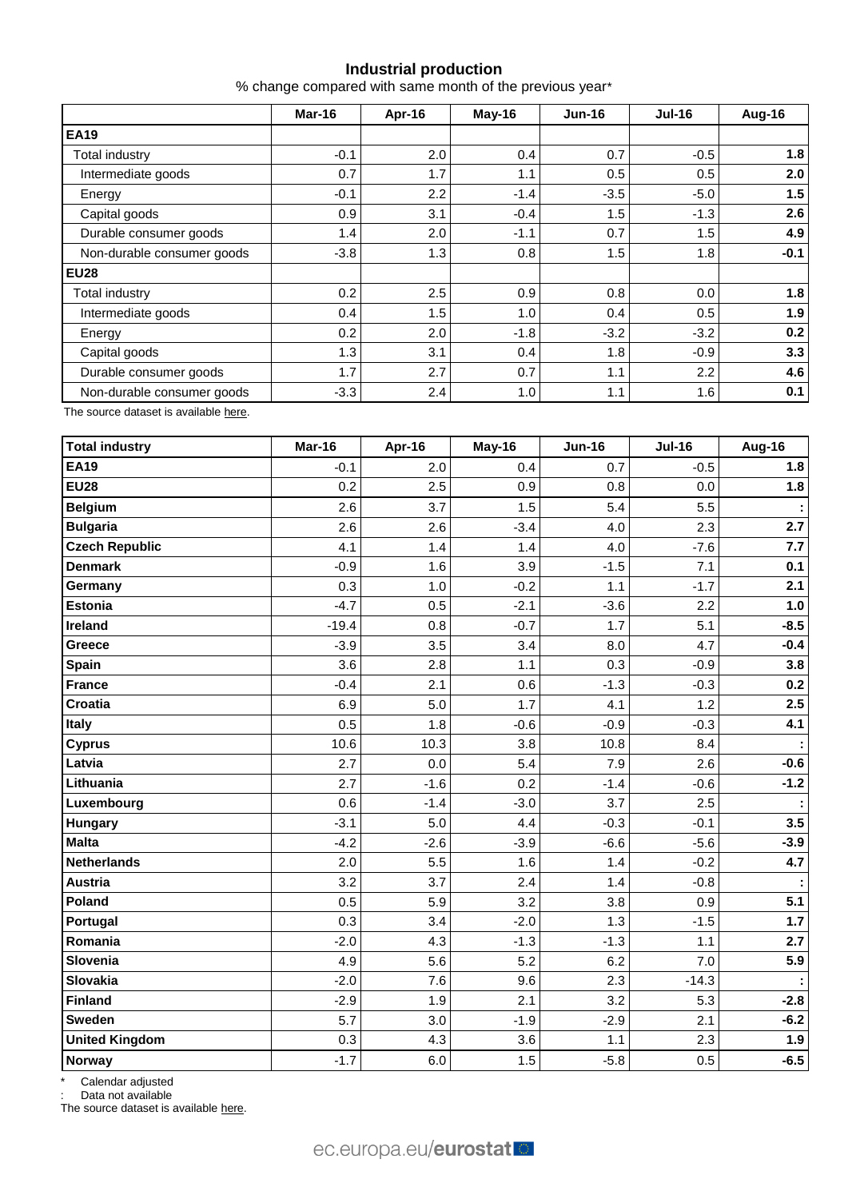## Industrial production

% change compared with same month of the previous year*

| | Mar-16 | Apr-16 | May-16 | Jun-16 | Jul-16 | Aug-16 |
|---|---|---|---|---|---|---|
| **EA19** | | | | | | |
| Total industry | -0.1 | 2.0 | 0.4 | 0.7 | -0.5 | **1.8** |
| Intermediate goods | 0.7 | 1.7 | 1.1 | 0.5 | 0.5 | **2.0** |
| Energy | -0.1 | 2.2 | -1.4 | -3.5 | -5.0 | **1.5** |
| Capital goods | 0.9 | 3.1 | -0.4 | 1.5 | -1.3 | **2.6** |
| Durable consumer goods | 1.4 | 2.0 | -1.1 | 0.7 | 1.5 | **4.9** |
| Non-durable consumer goods | -3.8 | 1.3 | 0.8 | 1.5 | 1.8 | **-0.1** |
| **EU28** | | | | | | |
| Total industry | 0.2 | 2.5 | 0.9 | 0.8 | 0.0 | **1.8** |
| Intermediate goods | 0.4 | 1.5 | 1.0 | 0.4 | 0.5 | **1.9** |
| Energy | 0.2 | 2.0 | -1.8 | -3.2 | -3.2 | **0.2** |
| Capital goods | 1.3 | 3.1 | 0.4 | 1.8 | -0.9 | **3.3** |
| Durable consumer goods | 1.7 | 2.7 | 0.7 | 1.1 | 2.2 | **4.6** |
| Non-durable consumer goods | -3.3 | 2.4 | 1.0 | 1.1 | 1.6 | **0.1** |

The source dataset is available here.

| **Total industry** | Mar-16 | Apr-16 | May-16 | Jun-16 | Jul-16 | Aug-16 |
|---|---|---|---|---|---|---|
| **EA19** | -0.1 | 2.0 | 0.4 | 0.7 | -0.5 | **1.8** |
| **EU28** | 0.2 | 2.5 | 0.9 | 0.8 | 0.0 | **1.8** |
| **Belgium** | 2.6 | 3.7 | 1.5 | 5.4 | 5.5 | **:** |
| **Bulgaria** | 2.6 | 2.6 | -3.4 | 4.0 | 2.3 | **2.7** |
| **Czech Republic** | 4.1 | 1.4 | 1.4 | 4.0 | -7.6 | **7.7** |
| **Denmark** | -0.9 | 1.6 | 3.9 | -1.5 | 7.1 | **0.1** |
| **Germany** | 0.3 | 1.0 | -0.2 | 1.1 | -1.7 | **2.1** |
| **Estonia** | -4.7 | 0.5 | -2.1 | -3.6 | 2.2 | **1.0** |
| **Ireland** | -19.4 | 0.8 | -0.7 | 1.7 | 5.1 | **-8.5** |
| **Greece** | -3.9 | 3.5 | 3.4 | 8.0 | 4.7 | **-0.4** |
| **Spain** | 3.6 | 2.8 | 1.1 | 0.3 | -0.9 | **3.8** |
| **France** | -0.4 | 2.1 | 0.6 | -1.3 | -0.3 | **0.2** |
| **Croatia** | 6.9 | 5.0 | 1.7 | 4.1 | 1.2 | **2.5** |
| **Italy** | 0.5 | 1.8 | -0.6 | -0.9 | -0.3 | **4.1** |
| **Cyprus** | 10.6 | 10.3 | 3.8 | 10.8 | 8.4 | **:** |
| **Latvia** | 2.7 | 0.0 | 5.4 | 7.9 | 2.6 | **-0.6** |
| **Lithuania** | 2.7 | -1.6 | 0.2 | -1.4 | -0.6 | **-1.2** |
| **Luxembourg** | 0.6 | -1.4 | -3.0 | 3.7 | 2.5 | **:** |
| **Hungary** | -3.1 | 5.0 | 4.4 | -0.3 | -0.1 | **3.5** |
| **Malta** | -4.2 | -2.6 | -3.9 | -6.6 | -5.6 | **-3.9** |
| **Netherlands** | 2.0 | 5.5 | 1.6 | 1.4 | -0.2 | **4.7** |
| **Austria** | 3.2 | 3.7 | 2.4 | 1.4 | -0.8 | **:** |
| **Poland** | 0.5 | 5.9 | 3.2 | 3.8 | 0.9 | **5.1** |
| **Portugal** | 0.3 | 3.4 | -2.0 | 1.3 | -1.5 | **1.7** |
| **Romania** | -2.0 | 4.3 | -1.3 | -1.3 | 1.1 | **2.7** |
| **Slovenia** | 4.9 | 5.6 | 5.2 | 6.2 | 7.0 | **5.9** |
| **Slovakia** | -2.0 | 7.6 | 9.6 | 2.3 | -14.3 | **:** |
| **Finland** | -2.9 | 1.9 | 2.1 | 3.2 | 5.3 | **-2.8** |
| **Sweden** | 5.7 | 3.0 | -1.9 | -2.9 | 2.1 | **-6.2** |
| **United Kingdom** | 0.3 | 4.3 | 3.6 | 1.1 | 2.3 | **1.9** |
| **Norway** | -1.7 | 6.0 | 1.5 | -5.8 | 0.5 | **-6.5** |

\* Calendar adjusted

: Data not available

The source dataset is available here.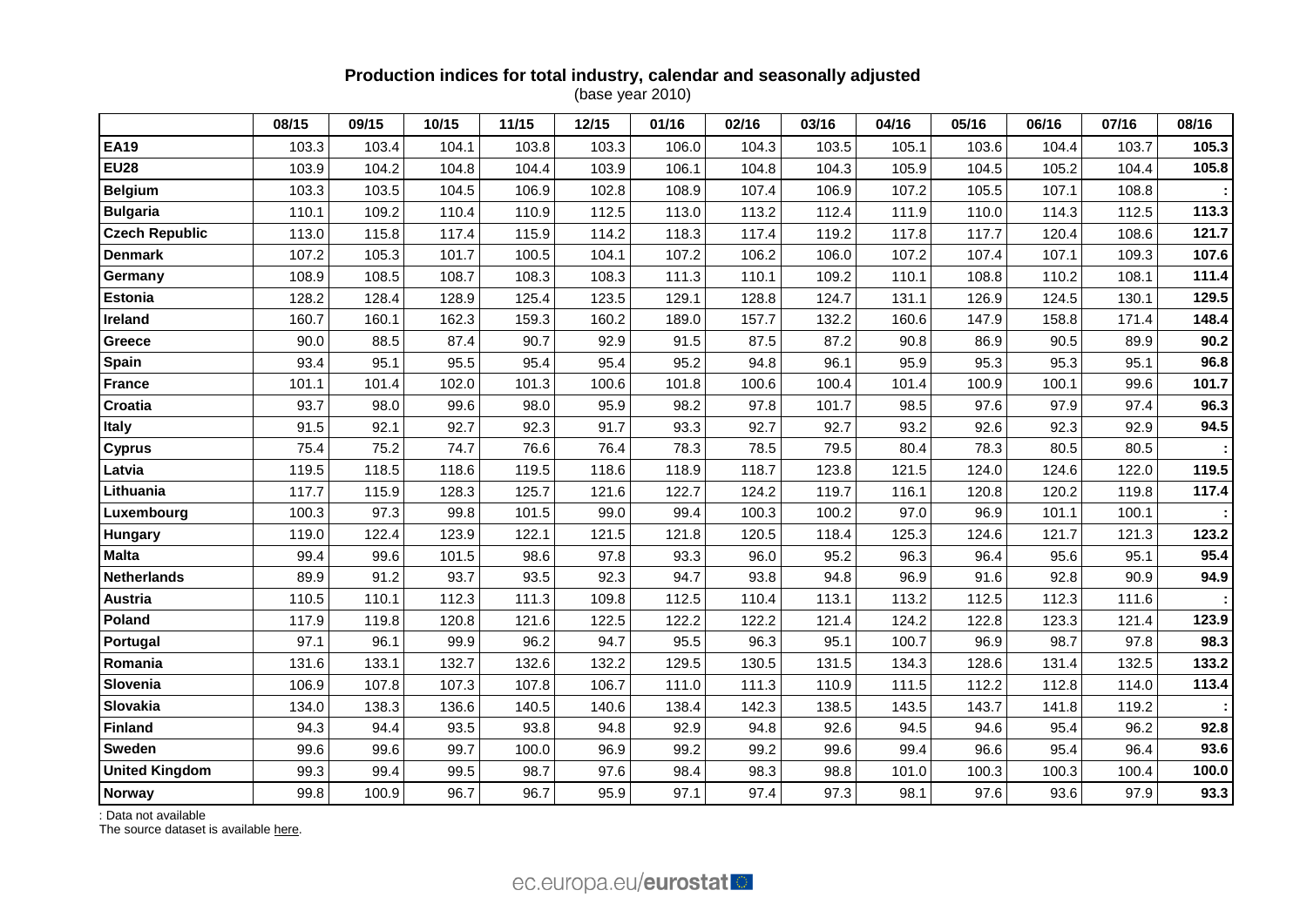**Production indices for total industry, calendar and seasonally adjusted**
(base year 2010)

| | 08/15 | 09/15 | 10/15 | 11/15 | 12/15 | 01/16 | 02/16 | 03/16 | 04/16 | 05/16 | 06/16 | 07/16 | 08/16 |
|---|---|---|---|---|---|---|---|---|---|---|---|---|---|
| **EA19** | 103.3 | 103.4 | 104.1 | 103.8 | 103.3 | 106.0 | 104.3 | 103.5 | 105.1 | 103.6 | 104.4 | 103.7 | **105.3** |
| **EU28** | 103.9 | 104.2 | 104.8 | 104.4 | 103.9 | 106.1 | 104.8 | 104.3 | 105.9 | 104.5 | 105.2 | 104.4 | **105.8** |
| **Belgium** | 103.3 | 103.5 | 104.5 | 106.9 | 102.8 | 108.9 | 107.4 | 106.9 | 107.2 | 105.5 | 107.1 | 108.8 | **:** |
| **Bulgaria** | 110.1 | 109.2 | 110.4 | 110.9 | 112.5 | 113.0 | 113.2 | 112.4 | 111.9 | 110.0 | 114.3 | 112.5 | **113.3** |
| **Czech Republic** | 113.0 | 115.8 | 117.4 | 115.9 | 114.2 | 118.3 | 117.4 | 119.2 | 117.8 | 117.7 | 120.4 | 108.6 | **121.7** |
| **Denmark** | 107.2 | 105.3 | 101.7 | 100.5 | 104.1 | 107.2 | 106.2 | 106.0 | 107.2 | 107.4 | 107.1 | 109.3 | **107.6** |
| **Germany** | 108.9 | 108.5 | 108.7 | 108.3 | 108.3 | 111.3 | 110.1 | 109.2 | 110.1 | 108.8 | 110.2 | 108.1 | **111.4** |
| **Estonia** | 128.2 | 128.4 | 128.9 | 125.4 | 123.5 | 129.1 | 128.8 | 124.7 | 131.1 | 126.9 | 124.5 | 130.1 | **129.5** |
| **Ireland** | 160.7 | 160.1 | 162.3 | 159.3 | 160.2 | 189.0 | 157.7 | 132.2 | 160.6 | 147.9 | 158.8 | 171.4 | **148.4** |
| **Greece** | 90.0 | 88.5 | 87.4 | 90.7 | 92.9 | 91.5 | 87.5 | 87.2 | 90.8 | 86.9 | 90.5 | 89.9 | **90.2** |
| **Spain** | 93.4 | 95.1 | 95.5 | 95.4 | 95.4 | 95.2 | 94.8 | 96.1 | 95.9 | 95.3 | 95.3 | 95.1 | **96.8** |
| **France** | 101.1 | 101.4 | 102.0 | 101.3 | 100.6 | 101.8 | 100.6 | 100.4 | 101.4 | 100.9 | 100.1 | 99.6 | **101.7** |
| **Croatia** | 93.7 | 98.0 | 99.6 | 98.0 | 95.9 | 98.2 | 97.8 | 101.7 | 98.5 | 97.6 | 97.9 | 97.4 | **96.3** |
| **Italy** | 91.5 | 92.1 | 92.7 | 92.3 | 91.7 | 93.3 | 92.7 | 92.7 | 93.2 | 92.6 | 92.3 | 92.9 | **94.5** |
| **Cyprus** | 75.4 | 75.2 | 74.7 | 76.6 | 76.4 | 78.3 | 78.5 | 79.5 | 80.4 | 78.3 | 80.5 | 80.5 | **:** |
| **Latvia** | 119.5 | 118.5 | 118.6 | 119.5 | 118.6 | 118.9 | 118.7 | 123.8 | 121.5 | 124.0 | 124.6 | 122.0 | **119.5** |
| **Lithuania** | 117.7 | 115.9 | 128.3 | 125.7 | 121.6 | 122.7 | 124.2 | 119.7 | 116.1 | 120.8 | 120.2 | 119.8 | **117.4** |
| **Luxembourg** | 100.3 | 97.3 | 99.8 | 101.5 | 99.0 | 99.4 | 100.3 | 100.2 | 97.0 | 96.9 | 101.1 | 100.1 | **:** |
| **Hungary** | 119.0 | 122.4 | 123.9 | 122.1 | 121.5 | 121.8 | 120.5 | 118.4 | 125.3 | 124.6 | 121.7 | 121.3 | **123.2** |
| **Malta** | 99.4 | 99.6 | 101.5 | 98.6 | 97.8 | 93.3 | 96.0 | 95.2 | 96.3 | 96.4 | 95.6 | 95.1 | **95.4** |
| **Netherlands** | 89.9 | 91.2 | 93.7 | 93.5 | 92.3 | 94.7 | 93.8 | 94.8 | 96.9 | 91.6 | 92.8 | 90.9 | **94.9** |
| **Austria** | 110.5 | 110.1 | 112.3 | 111.3 | 109.8 | 112.5 | 110.4 | 113.1 | 113.2 | 112.5 | 112.3 | 111.6 | **:** |
| **Poland** | 117.9 | 119.8 | 120.8 | 121.6 | 122.5 | 122.2 | 122.2 | 121.4 | 124.2 | 122.8 | 123.3 | 121.4 | **123.9** |
| **Portugal** | 97.1 | 96.1 | 99.9 | 96.2 | 94.7 | 95.5 | 96.3 | 95.1 | 100.7 | 96.9 | 98.7 | 97.8 | **98.3** |
| **Romania** | 131.6 | 133.1 | 132.7 | 132.6 | 132.2 | 129.5 | 130.5 | 131.5 | 134.3 | 128.6 | 131.4 | 132.5 | **133.2** |
| **Slovenia** | 106.9 | 107.8 | 107.3 | 107.8 | 106.7 | 111.0 | 111.3 | 110.9 | 111.5 | 112.2 | 112.8 | 114.0 | **113.4** |
| **Slovakia** | 134.0 | 138.3 | 136.6 | 140.5 | 140.6 | 138.4 | 142.3 | 138.5 | 143.5 | 143.7 | 141.8 | 119.2 | **:** |
| **Finland** | 94.3 | 94.4 | 93.5 | 93.8 | 94.8 | 92.9 | 94.8 | 92.6 | 94.5 | 94.6 | 95.4 | 96.2 | **92.8** |
| **Sweden** | 99.6 | 99.6 | 99.7 | 100.0 | 96.9 | 99.2 | 99.2 | 99.6 | 99.4 | 96.6 | 95.4 | 96.4 | **93.6** |
| **United Kingdom** | 99.3 | 99.4 | 99.5 | 98.7 | 97.6 | 98.4 | 98.3 | 98.8 | 101.0 | 100.3 | 100.3 | 100.4 | **100.0** |
| **Norway** | 99.8 | 100.9 | 96.7 | 96.7 | 95.9 | 97.1 | 97.4 | 97.3 | 98.1 | 97.6 | 93.6 | 97.9 | **93.3** |

: Data not available
The source dataset is available here.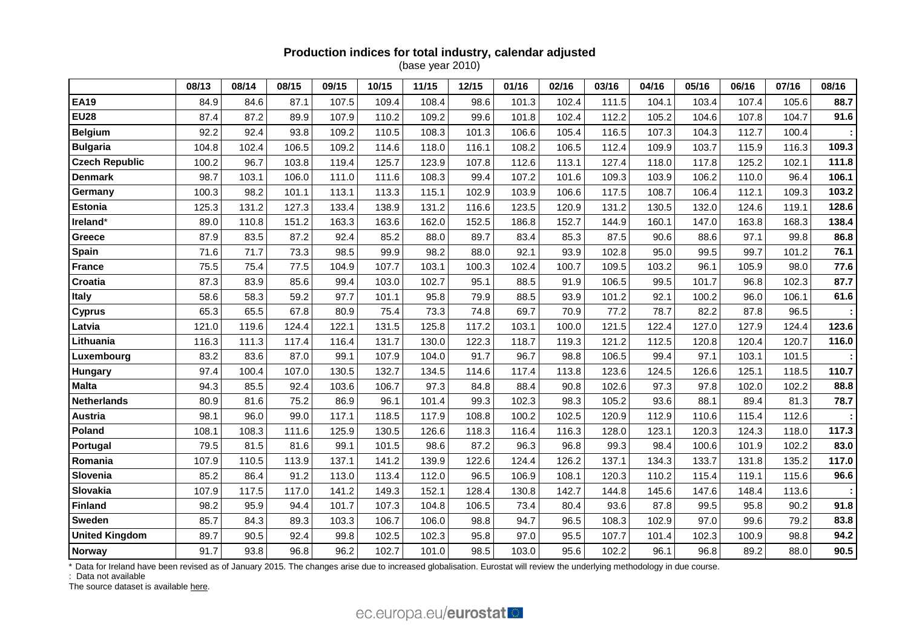**Production indices for total industry, calendar adjusted**

(base year 2010)

| | 08/13 | 08/14 | 08/15 | 09/15 | 10/15 | 11/15 | 12/15 | 01/16 | 02/16 | 03/16 | 04/16 | 05/16 | 06/16 | 07/16 | 08/16 |
|---|---|---|---|---|---|---|---|---|---|---|---|---|---|---|---|
| **EA19** | 84.9 | 84.6 | 87.1 | 107.5 | 109.4 | 108.4 | 98.6 | 101.3 | 102.4 | 111.5 | 104.1 | 103.4 | 107.4 | 105.6 | **88.7** |
| **EU28** | 87.4 | 87.2 | 89.9 | 107.9 | 110.2 | 109.2 | 99.6 | 101.8 | 102.4 | 112.2 | 105.2 | 104.6 | 107.8 | 104.7 | **91.6** |
| **Belgium** | 92.2 | 92.4 | 93.8 | 109.2 | 110.5 | 108.3 | 101.3 | 106.6 | 105.4 | 116.5 | 107.3 | 104.3 | 112.7 | 100.4 | **:** |
| **Bulgaria** | 104.8 | 102.4 | 106.5 | 109.2 | 114.6 | 118.0 | 116.1 | 108.2 | 106.5 | 112.4 | 109.9 | 103.7 | 115.9 | 116.3 | **109.3** |
| **Czech Republic** | 100.2 | 96.7 | 103.8 | 119.4 | 125.7 | 123.9 | 107.8 | 112.6 | 113.1 | 127.4 | 118.0 | 117.8 | 125.2 | 102.1 | **111.8** |
| **Denmark** | 98.7 | 103.1 | 106.0 | 111.0 | 111.6 | 108.3 | 99.4 | 107.2 | 101.6 | 109.3 | 103.9 | 106.2 | 110.0 | 96.4 | **106.1** |
| **Germany** | 100.3 | 98.2 | 101.1 | 113.1 | 113.3 | 115.1 | 102.9 | 103.9 | 106.6 | 117.5 | 108.7 | 106.4 | 112.1 | 109.3 | **103.2** |
| **Estonia** | 125.3 | 131.2 | 127.3 | 133.4 | 138.9 | 131.2 | 116.6 | 123.5 | 120.9 | 131.2 | 130.5 | 132.0 | 124.6 | 119.1 | **128.6** |
| **Ireland*** | 89.0 | 110.8 | 151.2 | 163.3 | 163.6 | 162.0 | 152.5 | 186.8 | 152.7 | 144.9 | 160.1 | 147.0 | 163.8 | 168.3 | **138.4** |
| **Greece** | 87.9 | 83.5 | 87.2 | 92.4 | 85.2 | 88.0 | 89.7 | 83.4 | 85.3 | 87.5 | 90.6 | 88.6 | 97.1 | 99.8 | **86.8** |
| **Spain** | 71.6 | 71.7 | 73.3 | 98.5 | 99.9 | 98.2 | 88.0 | 92.1 | 93.9 | 102.8 | 95.0 | 99.5 | 99.7 | 101.2 | **76.1** |
| **France** | 75.5 | 75.4 | 77.5 | 104.9 | 107.7 | 103.1 | 100.3 | 102.4 | 100.7 | 109.5 | 103.2 | 96.1 | 105.9 | 98.0 | **77.6** |
| **Croatia** | 87.3 | 83.9 | 85.6 | 99.4 | 103.0 | 102.7 | 95.1 | 88.5 | 91.9 | 106.5 | 99.5 | 101.7 | 96.8 | 102.3 | **87.7** |
| **Italy** | 58.6 | 58.3 | 59.2 | 97.7 | 101.1 | 95.8 | 79.9 | 88.5 | 93.9 | 101.2 | 92.1 | 100.2 | 96.0 | 106.1 | **61.6** |
| **Cyprus** | 65.3 | 65.5 | 67.8 | 80.9 | 75.4 | 73.3 | 74.8 | 69.7 | 70.9 | 77.2 | 78.7 | 82.2 | 87.8 | 96.5 | **:** |
| **Latvia** | 121.0 | 119.6 | 124.4 | 122.1 | 131.5 | 125.8 | 117.2 | 103.1 | 100.0 | 121.5 | 122.4 | 127.0 | 127.9 | 124.4 | **123.6** |
| **Lithuania** | 116.3 | 111.3 | 117.4 | 116.4 | 131.7 | 130.0 | 122.3 | 118.7 | 119.3 | 121.2 | 112.5 | 120.8 | 120.4 | 120.7 | **116.0** |
| **Luxembourg** | 83.2 | 83.6 | 87.0 | 99.1 | 107.9 | 104.0 | 91.7 | 96.7 | 98.8 | 106.5 | 99.4 | 97.1 | 103.1 | 101.5 | **:** |
| **Hungary** | 97.4 | 100.4 | 107.0 | 130.5 | 132.7 | 134.5 | 114.6 | 117.4 | 113.8 | 123.6 | 124.5 | 126.6 | 125.1 | 118.5 | **110.7** |
| **Malta** | 94.3 | 85.5 | 92.4 | 103.6 | 106.7 | 97.3 | 84.8 | 88.4 | 90.8 | 102.6 | 97.3 | 97.8 | 102.0 | 102.2 | **88.8** |
| **Netherlands** | 80.9 | 81.6 | 75.2 | 86.9 | 96.1 | 101.4 | 99.3 | 102.3 | 98.3 | 105.2 | 93.6 | 88.1 | 89.4 | 81.3 | **78.7** |
| **Austria** | 98.1 | 96.0 | 99.0 | 117.1 | 118.5 | 117.9 | 108.8 | 100.2 | 102.5 | 120.9 | 112.9 | 110.6 | 115.4 | 112.6 | **:** |
| **Poland** | 108.1 | 108.3 | 111.6 | 125.9 | 130.5 | 126.6 | 118.3 | 116.4 | 116.3 | 128.0 | 123.1 | 120.3 | 124.3 | 118.0 | **117.3** |
| **Portugal** | 79.5 | 81.5 | 81.6 | 99.1 | 101.5 | 98.6 | 87.2 | 96.3 | 96.8 | 99.3 | 98.4 | 100.6 | 101.9 | 102.2 | **83.0** |
| **Romania** | 107.9 | 110.5 | 113.9 | 137.1 | 141.2 | 139.9 | 122.6 | 124.4 | 126.2 | 137.1 | 134.3 | 133.7 | 131.8 | 135.2 | **117.0** |
| **Slovenia** | 85.2 | 86.4 | 91.2 | 113.0 | 113.4 | 112.0 | 96.5 | 106.9 | 108.1 | 120.3 | 110.2 | 115.4 | 119.1 | 115.6 | **96.6** |
| **Slovakia** | 107.9 | 117.5 | 117.0 | 141.2 | 149.3 | 152.1 | 128.4 | 130.8 | 142.7 | 144.8 | 145.6 | 147.6 | 148.4 | 113.6 | **:** |
| **Finland** | 98.2 | 95.9 | 94.4 | 101.7 | 107.3 | 104.8 | 106.5 | 73.4 | 80.4 | 93.6 | 87.8 | 99.5 | 95.8 | 90.2 | **91.8** |
| **Sweden** | 85.7 | 84.3 | 89.3 | 103.3 | 106.7 | 106.0 | 98.8 | 94.7 | 96.5 | 108.3 | 102.9 | 97.0 | 99.6 | 79.2 | **83.8** |
| **United Kingdom** | 89.7 | 90.5 | 92.4 | 99.8 | 102.5 | 102.3 | 95.8 | 97.0 | 95.5 | 107.7 | 101.4 | 102.3 | 100.9 | 98.8 | **94.2** |
| **Norway** | 91.7 | 93.8 | 96.8 | 96.2 | 102.7 | 101.0 | 98.5 | 103.0 | 95.6 | 102.2 | 96.1 | 96.8 | 89.2 | 88.0 | **90.5** |

* Data for Ireland have been revised as of January 2015. The changes arise due to increased globalisation. Eurostat will review the underlying methodology in due course.

: Data not available

The source dataset is available here.

ec.europa.eu/eurostat